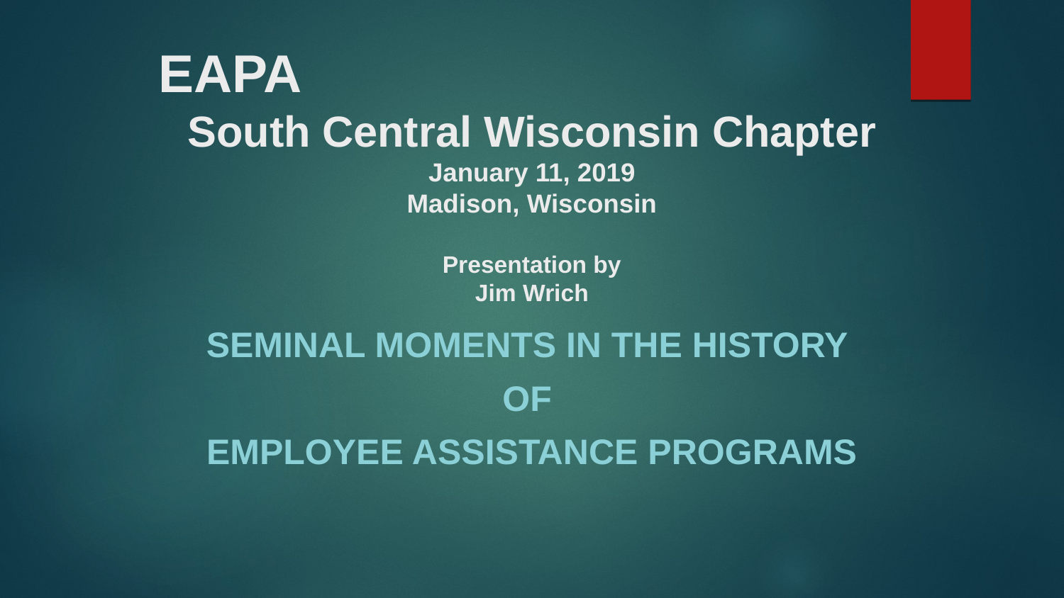# EAPA

## South Central Wisconsin Chapter

**January 11, 2019**
**Madison, Wisconsin**

**Presentation by**
**Jim Wrich**

## SEMINAL MOMENTS IN THE HISTORY OF EMPLOYEE ASSISTANCE PROGRAMS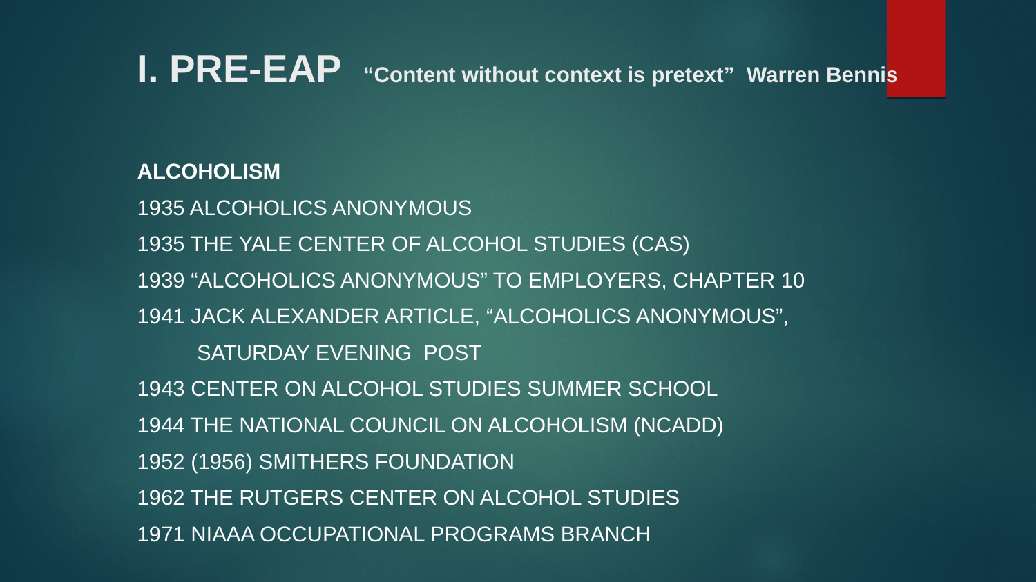# I. PRE-EAP

**"Content without context is pretext" Warren Bennis**

**ALCOHOLISM**

1935 ALCOHOLICS ANONYMOUS

1935 THE YALE CENTER OF ALCOHOL STUDIES (CAS)

1939 "ALCOHOLICS ANONYMOUS" TO EMPLOYERS, CHAPTER 10

1941 JACK ALEXANDER ARTICLE, "ALCOHOLICS ANONYMOUS", SATURDAY EVENING POST

1943 CENTER ON ALCOHOL STUDIES SUMMER SCHOOL

1944 THE NATIONAL COUNCIL ON ALCOHOLISM (NCADD)

1952 (1956) SMITHERS FOUNDATION

1962 THE RUTGERS CENTER ON ALCOHOL STUDIES

1971 NIAAA OCCUPATIONAL PROGRAMS BRANCH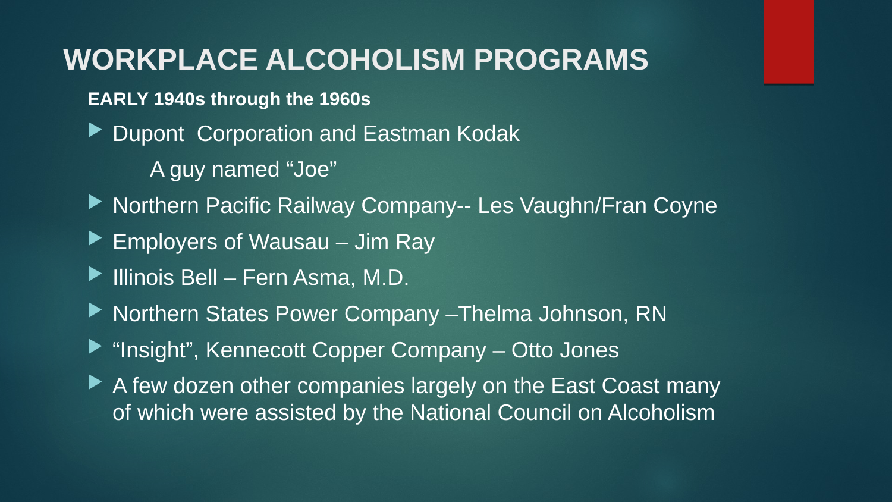# WORKPLACE ALCOHOLISM PROGRAMS

**EARLY 1940s through the 1960s**

- Dupont Corporation and Eastman Kodak

  A guy named "Joe"

- Northern Pacific Railway Company-- Les Vaughn/Fran Coyne
- Employers of Wausau – Jim Ray
- Illinois Bell – Fern Asma, M.D.
- Northern States Power Company –Thelma Johnson, RN
- "Insight", Kennecott Copper Company – Otto Jones
- A few dozen other companies largely on the East Coast many of which were assisted by the National Council on Alcoholism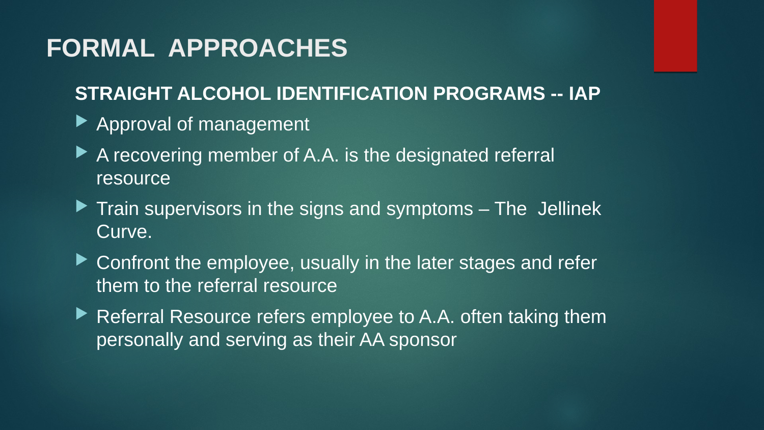# FORMAL APPROACHES

**STRAIGHT ALCOHOL IDENTIFICATION PROGRAMS -- IAP**

- Approval of management
- A recovering member of A.A. is the designated referral resource
- Train supervisors in the signs and symptoms – The Jellinek Curve.
- Confront the employee, usually in the later stages and refer them to the referral resource
- Referral Resource refers employee to A.A. often taking them personally and serving as their AA sponsor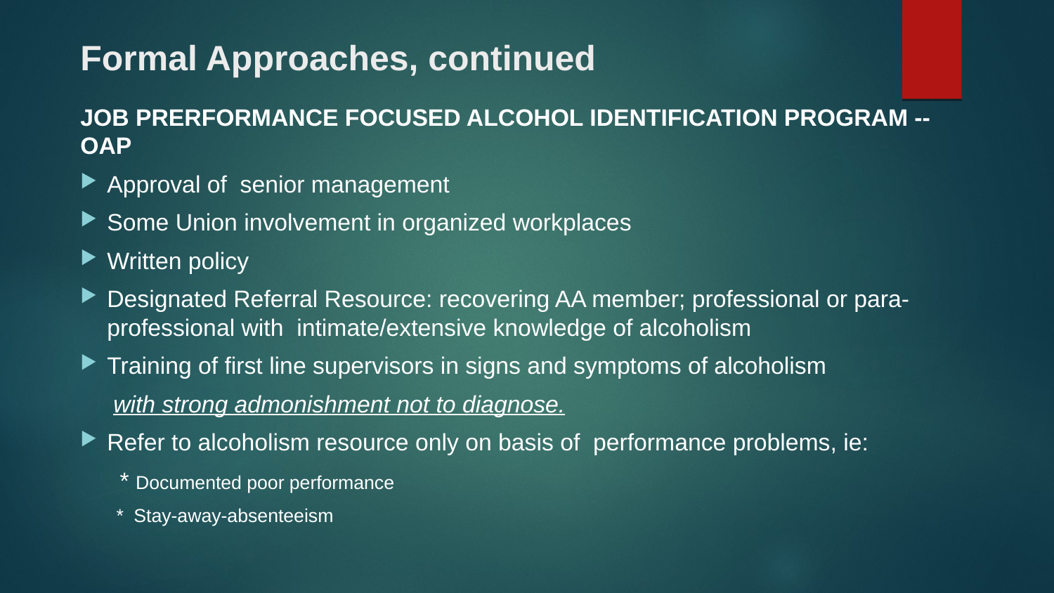# Formal Approaches, continued

**JOB PRERFORMANCE FOCUSED ALCOHOL IDENTIFICATION PROGRAM -- OAP**

- Approval of senior management
- Some Union involvement in organized workplaces
- Written policy
- Designated Referral Resource: recovering AA member; professional or para-professional with intimate/extensive knowledge of alcoholism
- Training of first line supervisors in signs and symptoms of alcoholism

  *with strong admonishment not to diagnose.*
- Refer to alcoholism resource only on basis of performance problems, ie:

  * Documented poor performance
  * Stay-away-absenteeism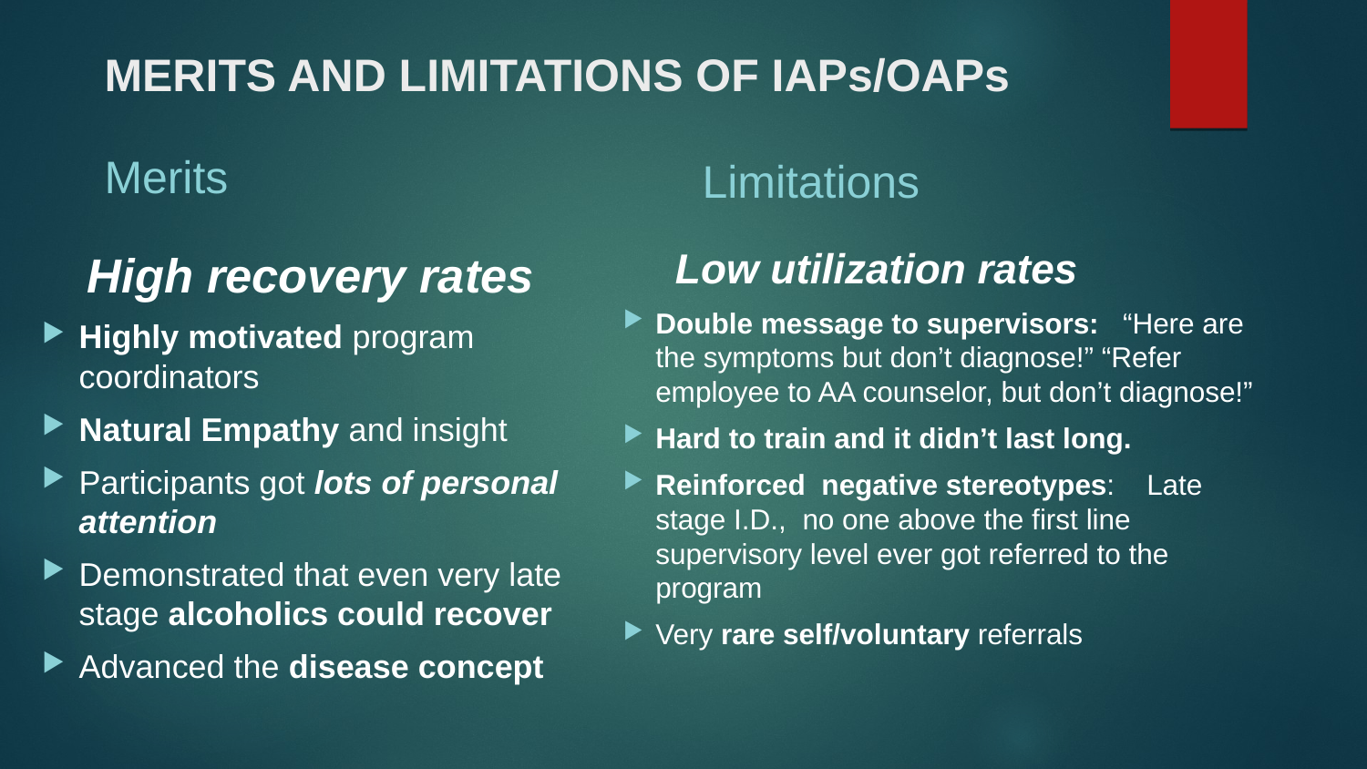# MERITS AND LIMITATIONS OF IAPs/OAPs

## Merits

### *High recovery rates*

- **Highly motivated** program coordinators
- **Natural Empathy** and insight
- Participants got ***lots of personal attention***
- Demonstrated that even very late stage **alcoholics could recover**
- Advanced the **disease concept**

## Limitations

### *Low utilization rates*

- **Double message to supervisors:** "Here are the symptoms but don't diagnose!" "Refer employee to AA counselor, but don't diagnose!"
- **Hard to train and it didn't last long.**
- **Reinforced negative stereotypes**: Late stage I.D., no one above the first line supervisory level ever got referred to the program
- Very **rare self/voluntary** referrals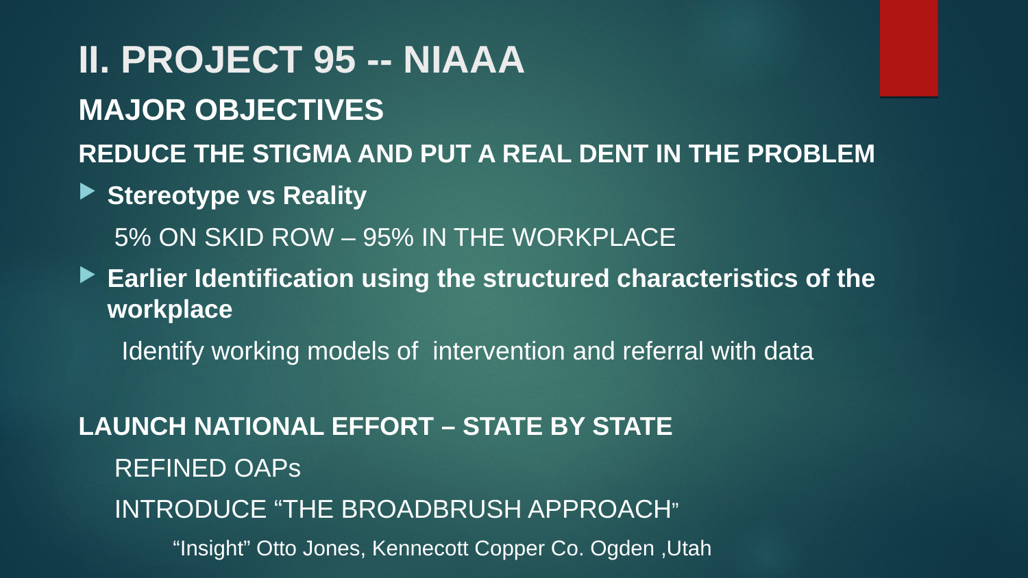# II. PROJECT 95 -- NIAAA

## MAJOR OBJECTIVES

**REDUCE THE STIGMA AND PUT A REAL DENT IN THE PROBLEM**

- **Stereotype vs Reality**

  5% ON SKID ROW – 95% IN THE WORKPLACE

- **Earlier Identification using the structured characteristics of the workplace**

  Identify working models of intervention and referral with data

**LAUNCH NATIONAL EFFORT – STATE BY STATE**

REFINED OAPs

INTRODUCE "THE BROADBRUSH APPROACH"

"Insight" Otto Jones, Kennecott Copper Co. Ogden ,Utah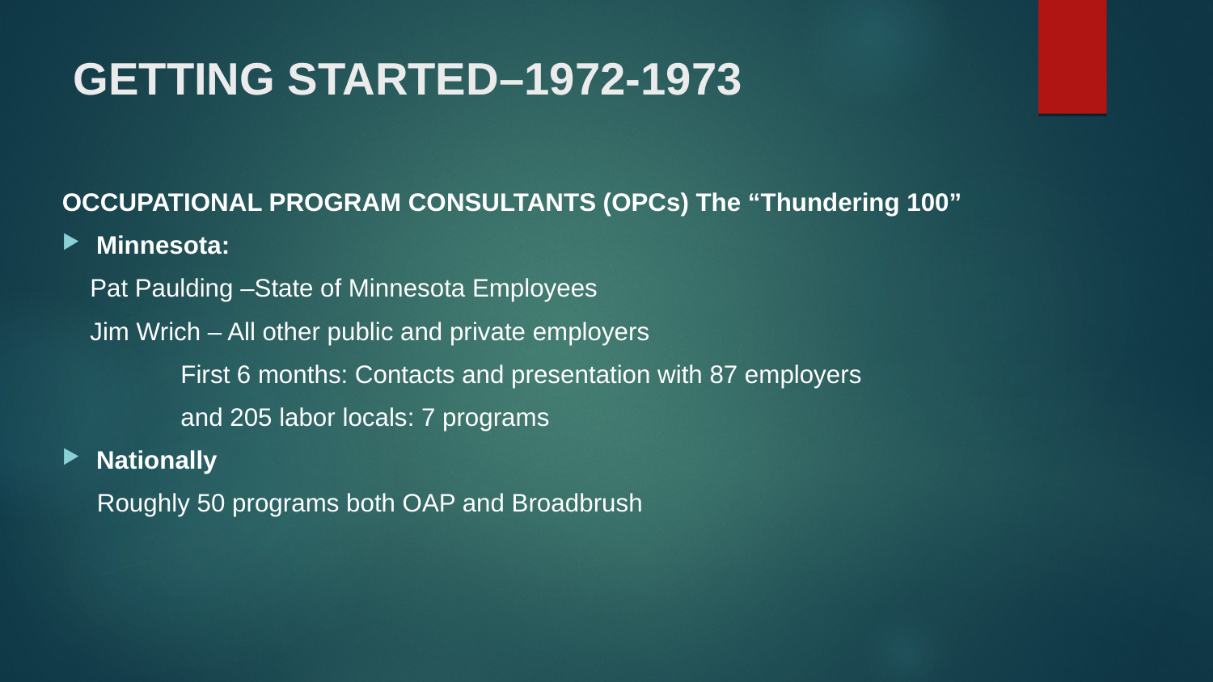# GETTING STARTED–1972-1973

**OCCUPATIONAL PROGRAM CONSULTANTS (OPCs) The “Thundering 100”**

- **Minnesota:**

  Pat Paulding –State of Minnesota Employees

  Jim Wrich – All other public and private employers

  First 6 months: Contacts and presentation with 87 employers and 205 labor locals: 7 programs

- **Nationally**

  Roughly 50 programs both OAP and Broadbrush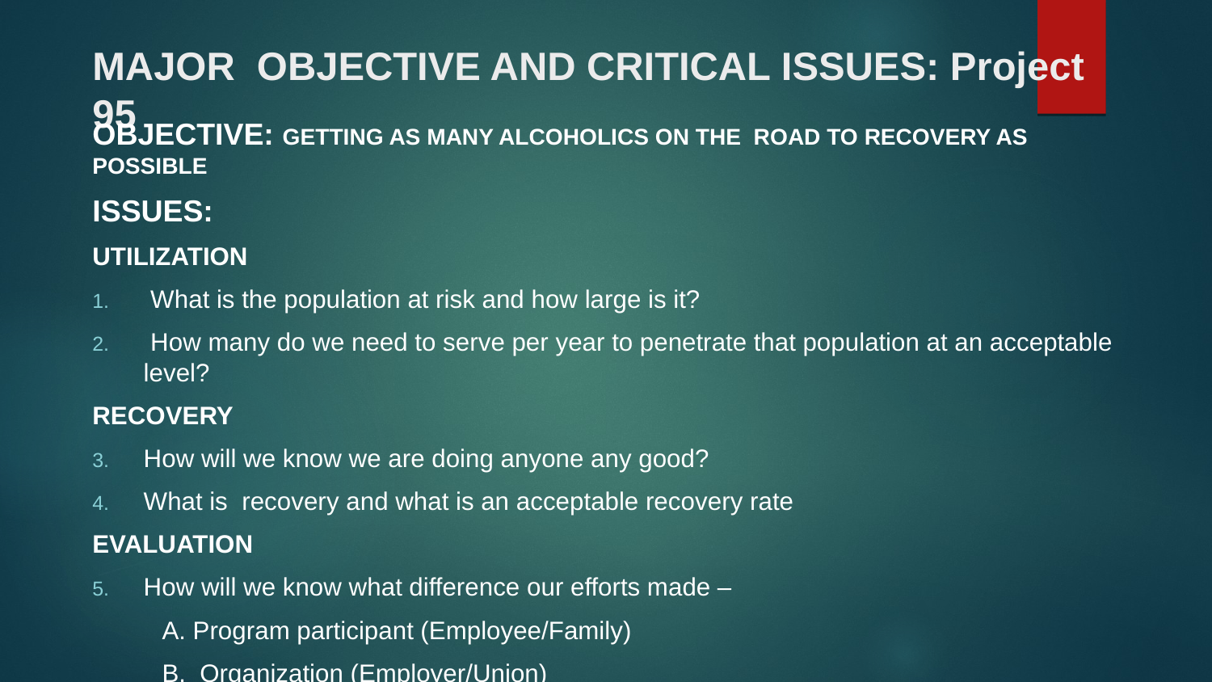# MAJOR OBJECTIVE AND CRITICAL ISSUES: Project 95

**OBJECTIVE: GETTING AS MANY ALCOHOLICS ON THE ROAD TO RECOVERY AS POSSIBLE**

## ISSUES:

### UTILIZATION

1. What is the population at risk and how large is it?
2. How many do we need to serve per year to penetrate that population at an acceptable level?

### RECOVERY

3. How will we know we are doing anyone any good?
4. What is recovery and what is an acceptable recovery rate

### EVALUATION

5. How will we know what difference our efforts made –
   - A. Program participant (Employee/Family)
   - B. Organization (Employer/Union)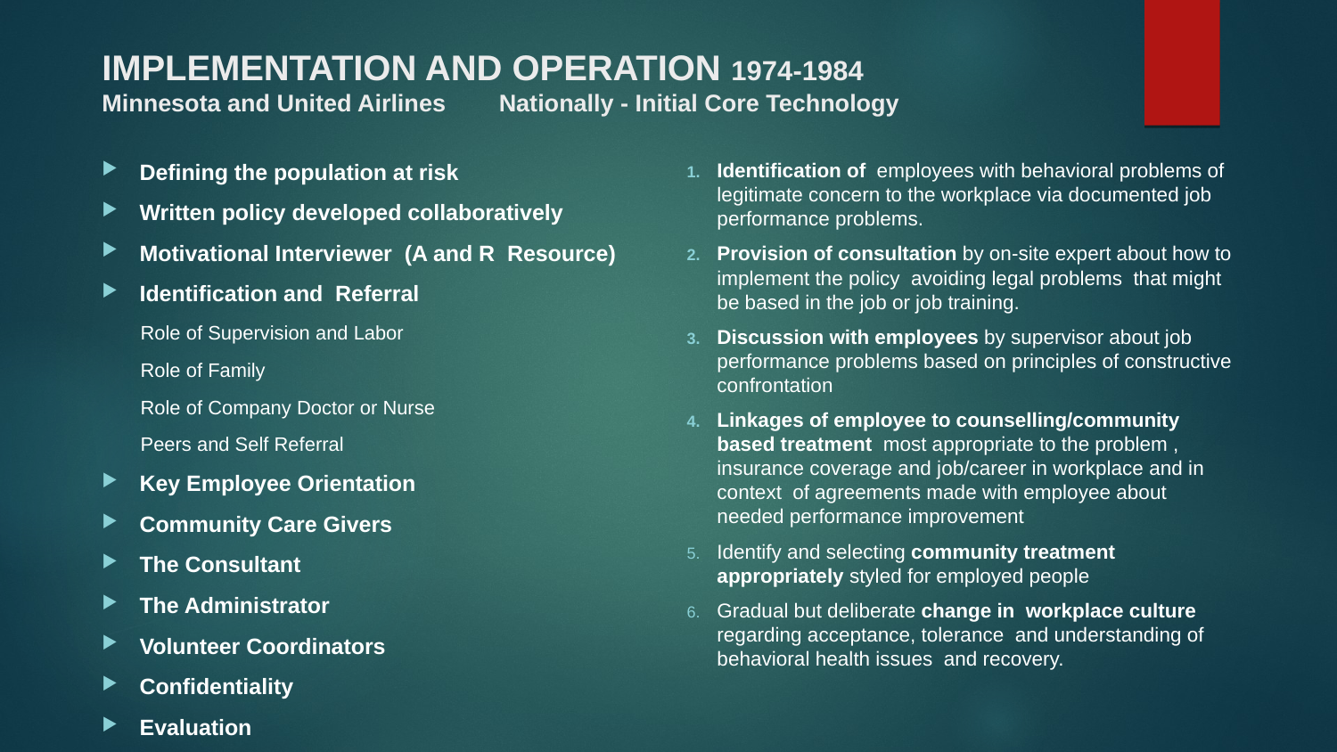# IMPLEMENTATION AND OPERATION 1974-1984

**Minnesota and United Airlines** **Nationally - Initial Core Technology**

- **Defining the population at risk**
- **Written policy developed collaboratively**
- **Motivational Interviewer (A and R Resource)**
- **Identification and Referral**
  - Role of Supervision and Labor
  - Role of Family
  - Role of Company Doctor or Nurse
  - Peers and Self Referral
- **Key Employee Orientation**
- **Community Care Givers**
- **The Consultant**
- **The Administrator**
- **Volunteer Coordinators**
- **Confidentiality**
- **Evaluation**

1. **Identification of** employees with behavioral problems of legitimate concern to the workplace via documented job performance problems.
2. **Provision of consultation** by on-site expert about how to implement the policy avoiding legal problems that might be based in the job or job training.
3. **Discussion with employees** by supervisor about job performance problems based on principles of constructive confrontation
4. **Linkages of employee to counselling/community based treatment** most appropriate to the problem , insurance coverage and job/career in workplace and in context of agreements made with employee about needed performance improvement
5. Identify and selecting **community treatment appropriately** styled for employed people
6. Gradual but deliberate **change in workplace culture** regarding acceptance, tolerance and understanding of behavioral health issues and recovery.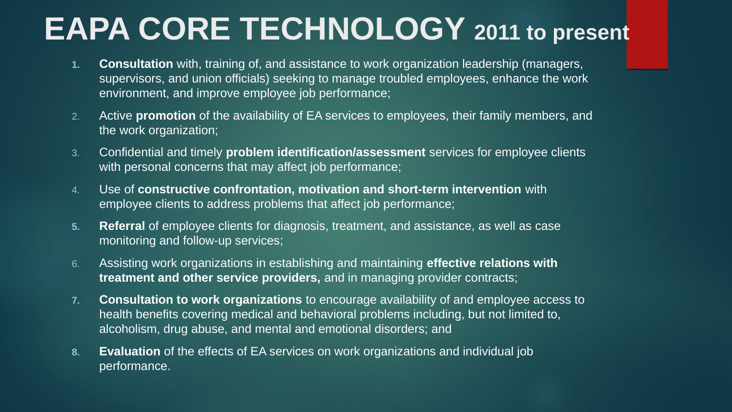# EAPA CORE TECHNOLOGY 2011 to present

1. **Consultation** with, training of, and assistance to work organization leadership (managers, supervisors, and union officials) seeking to manage troubled employees, enhance the work environment, and improve employee job performance;
2. Active **promotion** of the availability of EA services to employees, their family members, and the work organization;
3. Confidential and timely **problem identification/assessment** services for employee clients with personal concerns that may affect job performance;
4. Use of **constructive confrontation, motivation and short-term intervention** with employee clients to address problems that affect job performance;
5. **Referral** of employee clients for diagnosis, treatment, and assistance, as well as case monitoring and follow-up services;
6. Assisting work organizations in establishing and maintaining **effective relations with treatment and other service providers,** and in managing provider contracts;
7. **Consultation to work organizations** to encourage availability of and employee access to health benefits covering medical and behavioral problems including, but not limited to, alcoholism, drug abuse, and mental and emotional disorders; and
8. **Evaluation** of the effects of EA services on work organizations and individual job performance.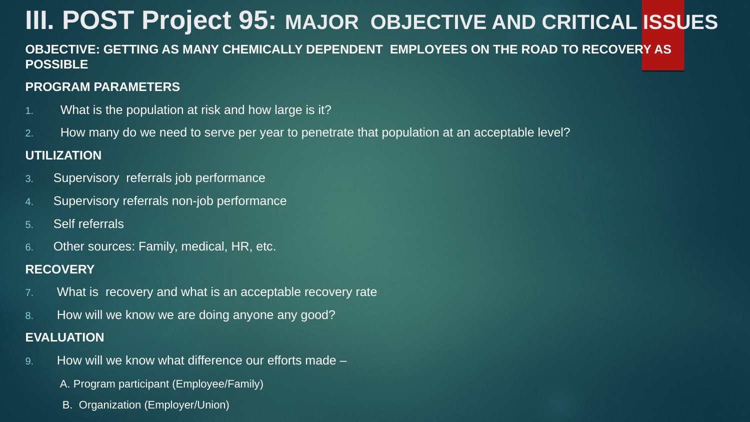# III. POST Project 95: MAJOR OBJECTIVE AND CRITICAL ISSUES

**OBJECTIVE: GETTING AS MANY CHEMICALLY DEPENDENT EMPLOYEES ON THE ROAD TO RECOVERY AS POSSIBLE**

**PROGRAM PARAMETERS**

1. What is the population at risk and how large is it?
2. How many do we need to serve per year to penetrate that population at an acceptable level?

**UTILIZATION**

3. Supervisory referrals job performance
4. Supervisory referrals non-job performance
5. Self referrals
6. Other sources: Family, medical, HR, etc.

**RECOVERY**

7. What is recovery and what is an acceptable recovery rate
8. How will we know we are doing anyone any good?

**EVALUATION**

9. How will we know what difference our efforts made –

   A. Program participant (Employee/Family)

   B. Organization (Employer/Union)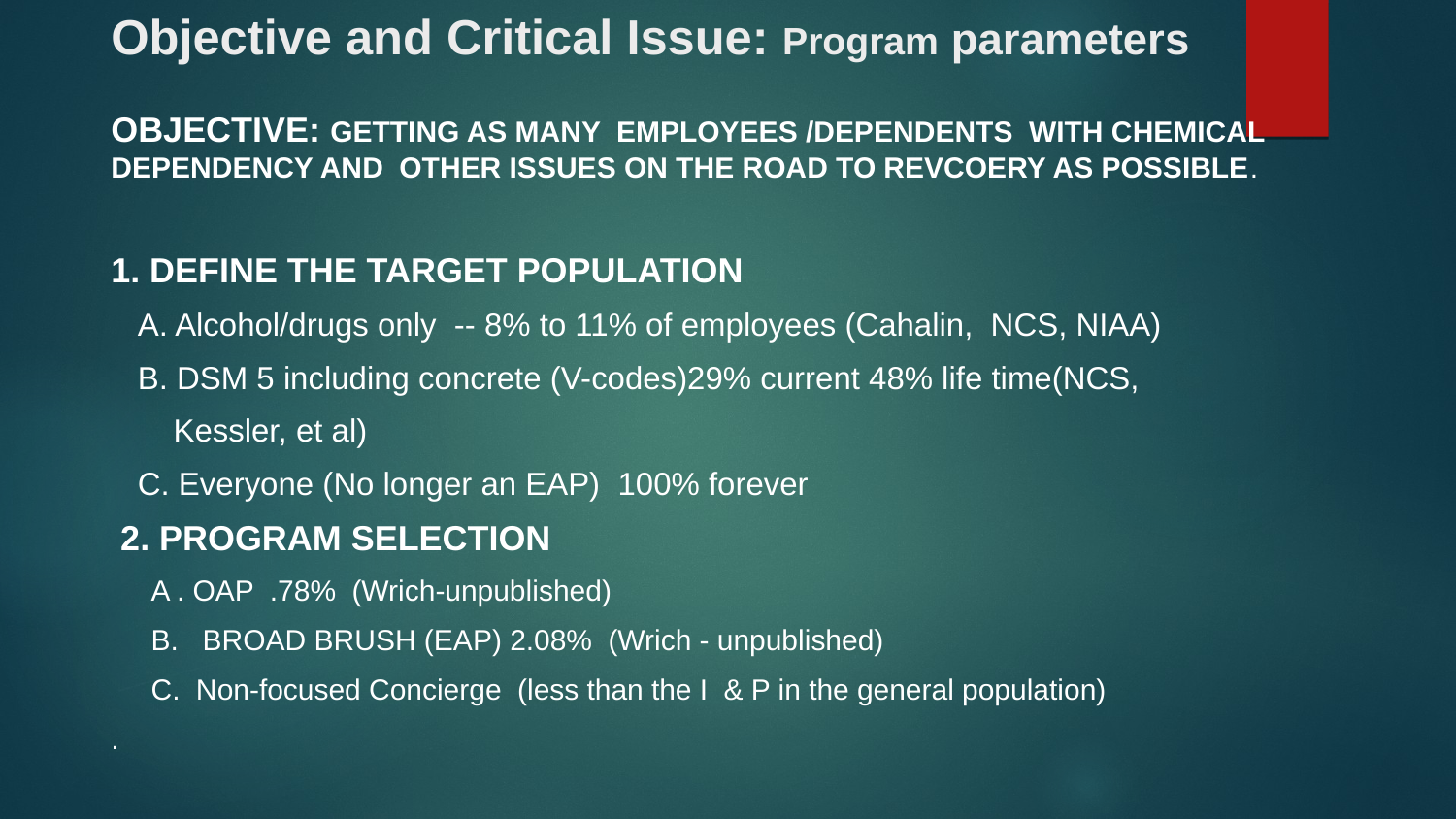# Objective and Critical Issue: Program parameters

**OBJECTIVE: GETTING AS MANY EMPLOYEES /DEPENDENTS WITH CHEMICAL DEPENDENCY AND OTHER ISSUES ON THE ROAD TO REVCOERY AS POSSIBLE**.

## 1. DEFINE THE TARGET POPULATION

A. Alcohol/drugs only -- 8% to 11% of employees (Cahalin, NCS, NIAA)

B. DSM 5 including concrete (V-codes)29% current 48% life time(NCS, Kessler, et al)

C. Everyone (No longer an EAP) 100% forever

## 2. PROGRAM SELECTION

A . OAP .78% (Wrich-unpublished)

B. BROAD BRUSH (EAP) 2.08% (Wrich - unpublished)

C. Non-focused Concierge (less than the I & P in the general population)

.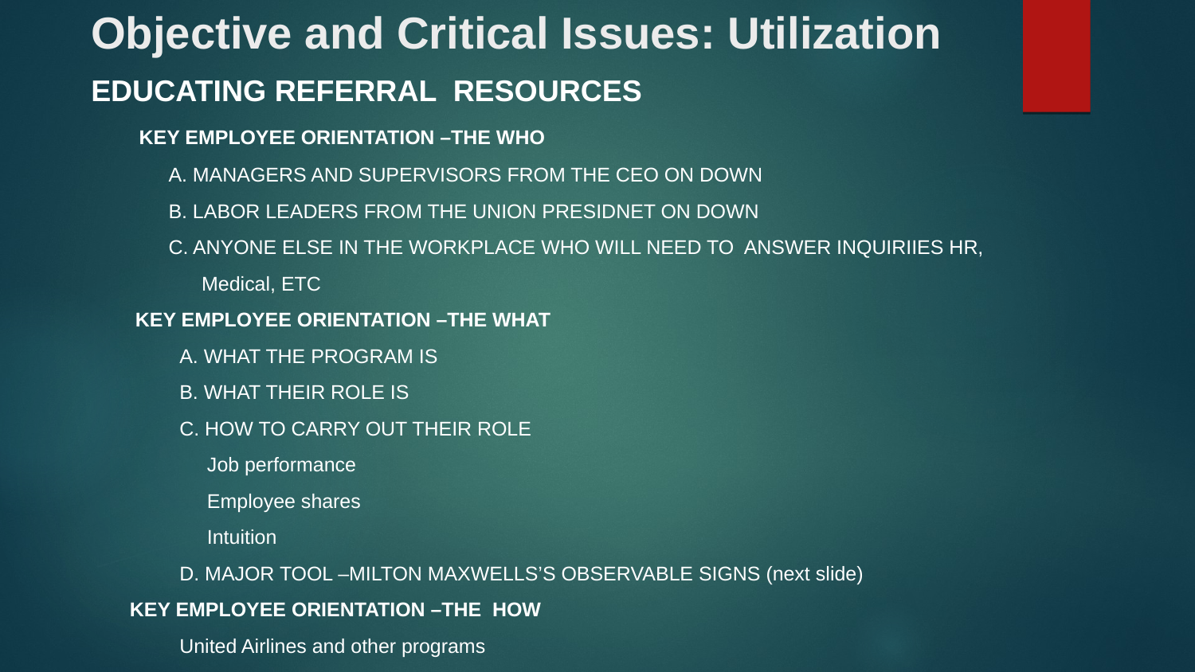# Objective and Critical Issues: Utilization

## EDUCATING REFERRAL RESOURCES

**KEY EMPLOYEE ORIENTATION –THE WHO**

A. MANAGERS AND SUPERVISORS FROM THE CEO ON DOWN

B. LABOR LEADERS FROM THE UNION PRESIDNET ON DOWN

C. ANYONE ELSE IN THE WORKPLACE WHO WILL NEED TO ANSWER INQUIRIIES HR, Medical, ETC

**KEY EMPLOYEE ORIENTATION –THE WHAT**

A. WHAT THE PROGRAM IS

B. WHAT THEIR ROLE IS

C. HOW TO CARRY OUT THEIR ROLE

Job performance

Employee shares

Intuition

D. MAJOR TOOL –MILTON MAXWELLS'S OBSERVABLE SIGNS (next slide)

**KEY EMPLOYEE ORIENTATION –THE HOW**

United Airlines and other programs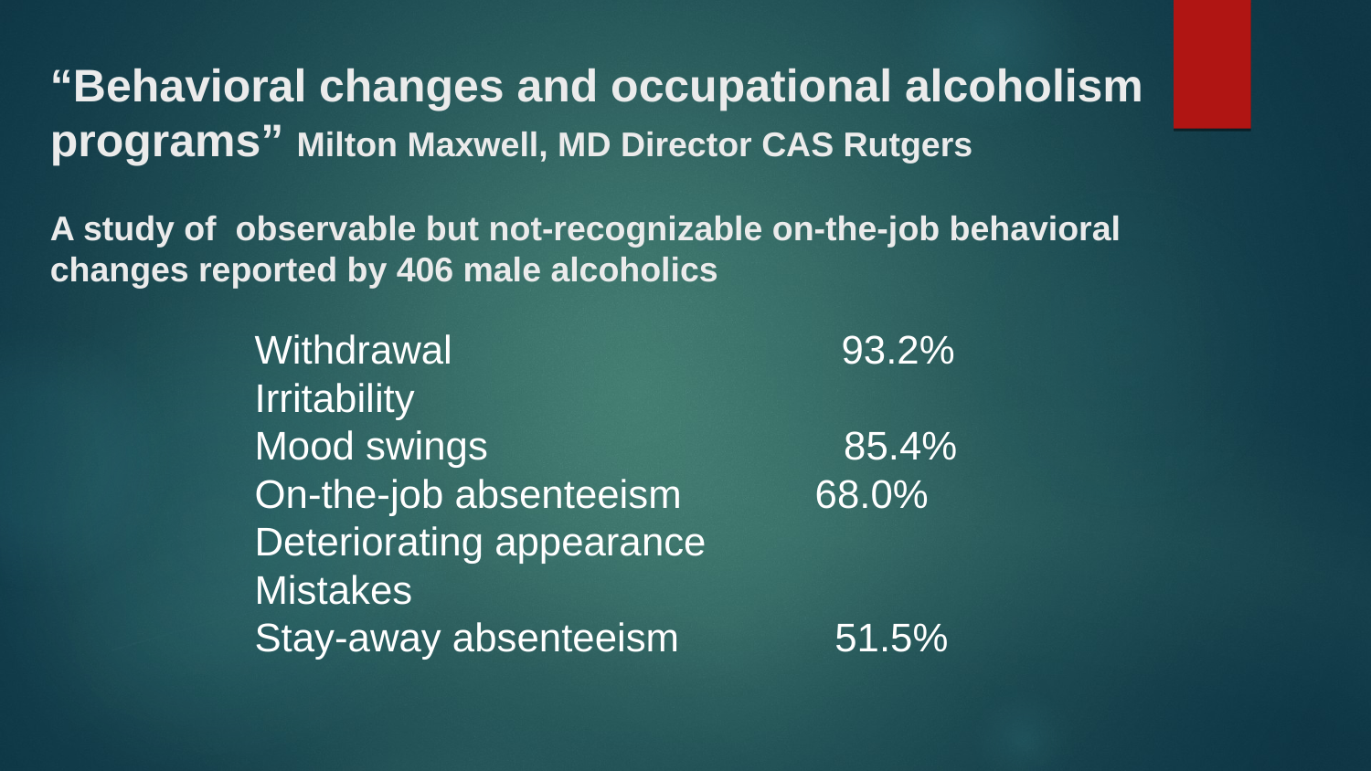## "Behavioral changes and occupational alcoholism programs" Milton Maxwell, MD Director CAS Rutgers

**A study of observable but not-recognizable on-the-job behavioral changes reported by 406 male alcoholics**

| | |
|---|---|
| Withdrawal | 93.2% |
| Irritability | |
| Mood swings | 85.4% |
| On-the-job absenteeism | 68.0% |
| Deteriorating appearance | |
| Mistakes | |
| Stay-away absenteeism | 51.5% |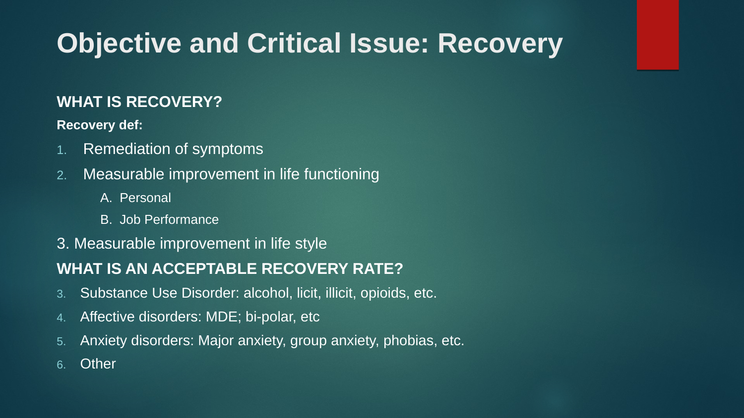# Objective and Critical Issue: Recovery

**WHAT IS RECOVERY?**

**Recovery def:**

1. Remediation of symptoms
2. Measurable improvement in life functioning
    - A. Personal
    - B. Job Performance

3. Measurable improvement in life style

**WHAT IS AN ACCEPTABLE RECOVERY RATE?**

3. Substance Use Disorder: alcohol, licit, illicit, opioids, etc.
4. Affective disorders: MDE; bi-polar, etc
5. Anxiety disorders: Major anxiety, group anxiety, phobias, etc.
6. Other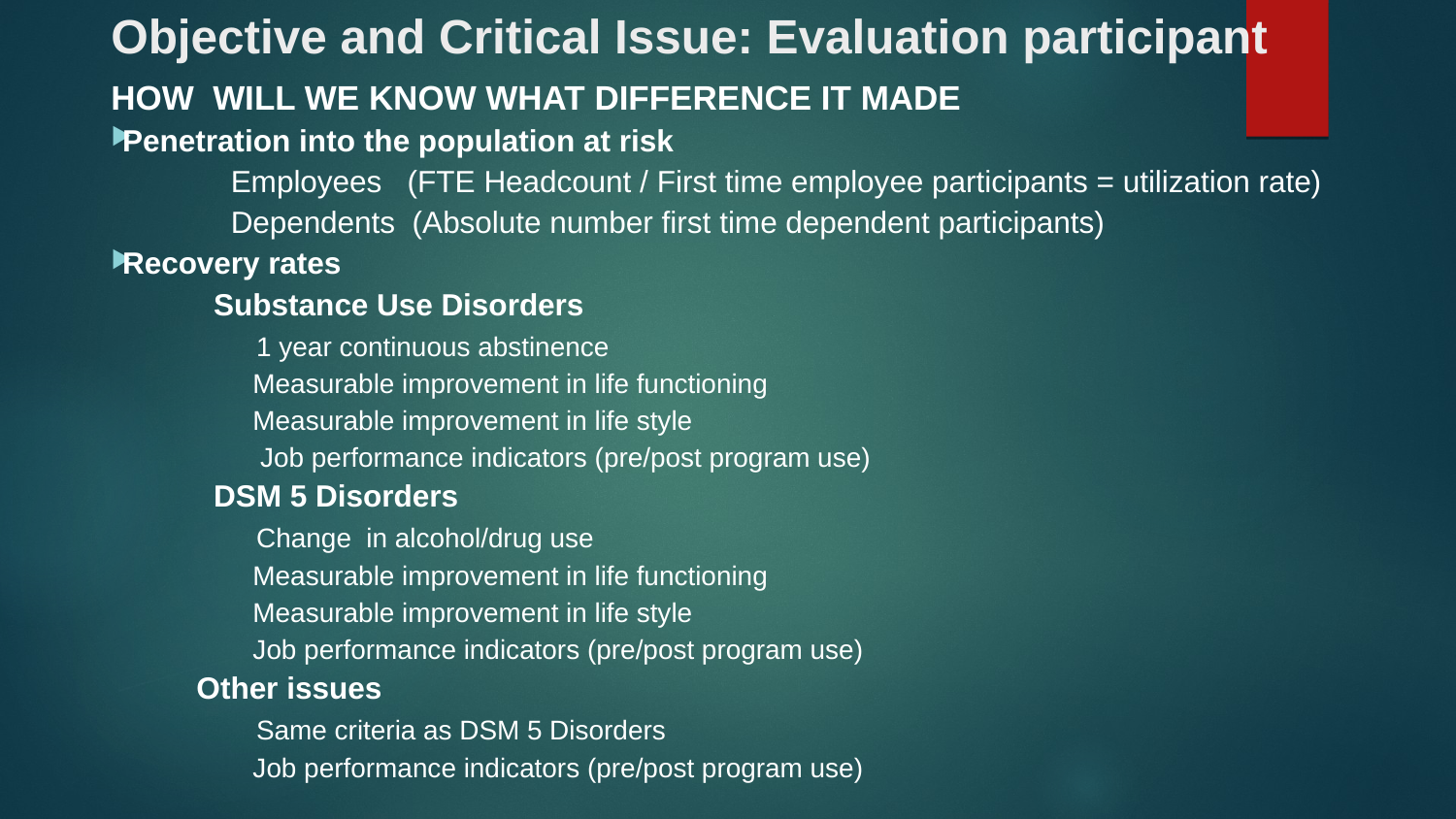# Objective and Critical Issue: Evaluation participant

## HOW WILL WE KNOW WHAT DIFFERENCE IT MADE

- **Penetration into the population at risk**
  - Employees (FTE Headcount / First time employee participants = utilization rate)
  - Dependents (Absolute number first time dependent participants)
- **Recovery rates**
  - **Substance Use Disorders**
    - 1 year continuous abstinence
    - Measurable improvement in life functioning
    - Measurable improvement in life style
    - Job performance indicators (pre/post program use)
  - **DSM 5 Disorders**
    - Change in alcohol/drug use
    - Measurable improvement in life functioning
    - Measurable improvement in life style
    - Job performance indicators (pre/post program use)
  - **Other issues**
    - Same criteria as DSM 5 Disorders
    - Job performance indicators (pre/post program use)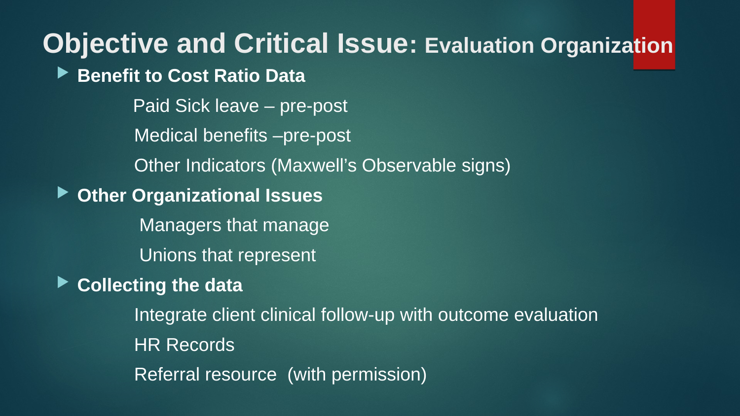# Objective and Critical Issue: Evaluation Organization

- **Benefit to Cost Ratio Data**
  - Paid Sick leave – pre-post
  - Medical benefits –pre-post
  - Other Indicators (Maxwell's Observable signs)
- **Other Organizational Issues**
  - Managers that manage
  - Unions that represent
- **Collecting the data**
  - Integrate client clinical follow-up with outcome evaluation
  - HR Records
  - Referral resource (with permission)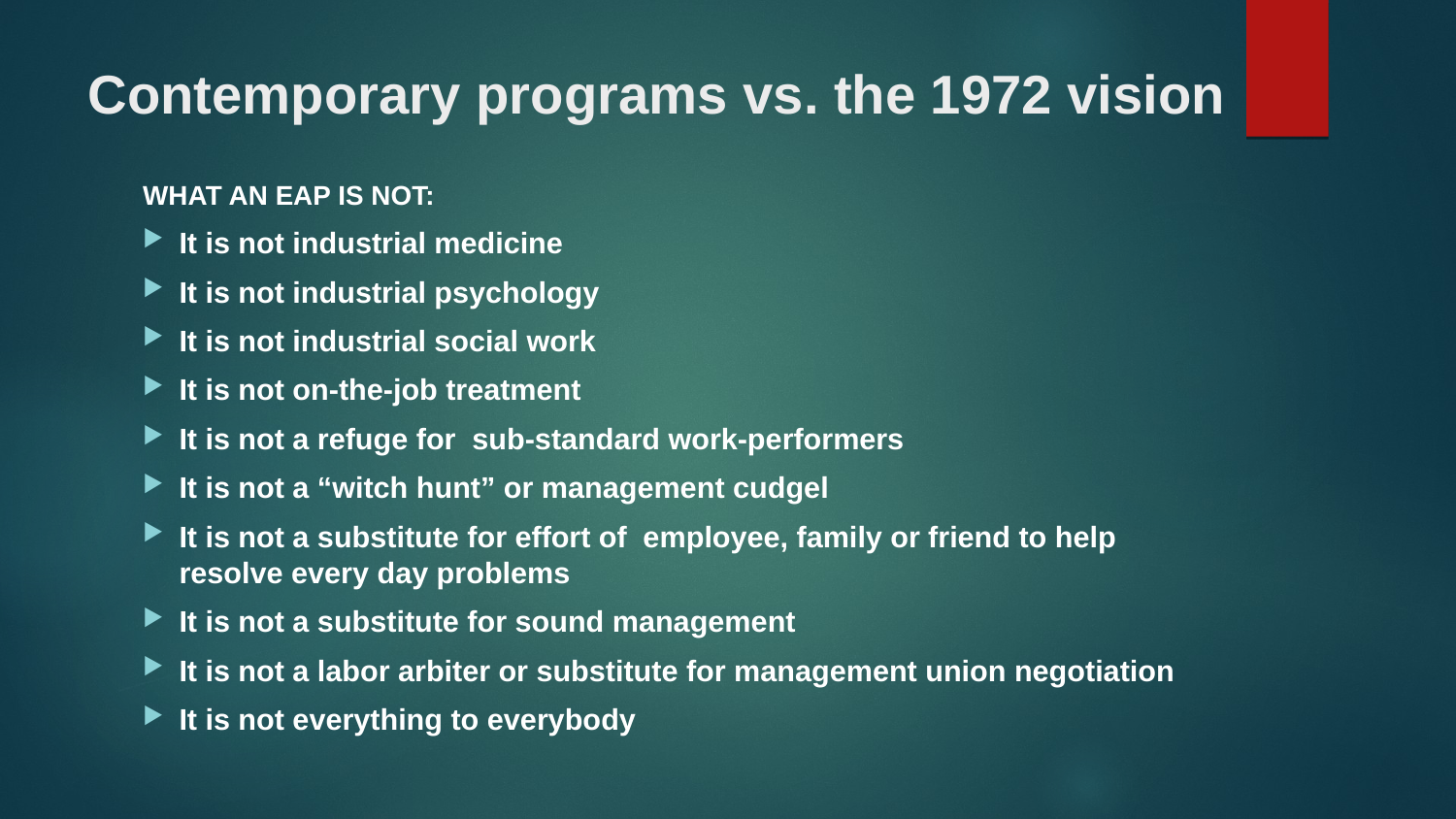# Contemporary programs vs. the 1972 vision

**WHAT AN EAP IS NOT:**

- **It is not industrial medicine**
- **It is not industrial psychology**
- **It is not industrial social work**
- **It is not on-the-job treatment**
- **It is not a refuge for sub-standard work-performers**
- **It is not a "witch hunt" or management cudgel**
- **It is not a substitute for effort of employee, family or friend to help resolve every day problems**
- **It is not a substitute for sound management**
- **It is not a labor arbiter or substitute for management union negotiation**
- **It is not everything to everybody**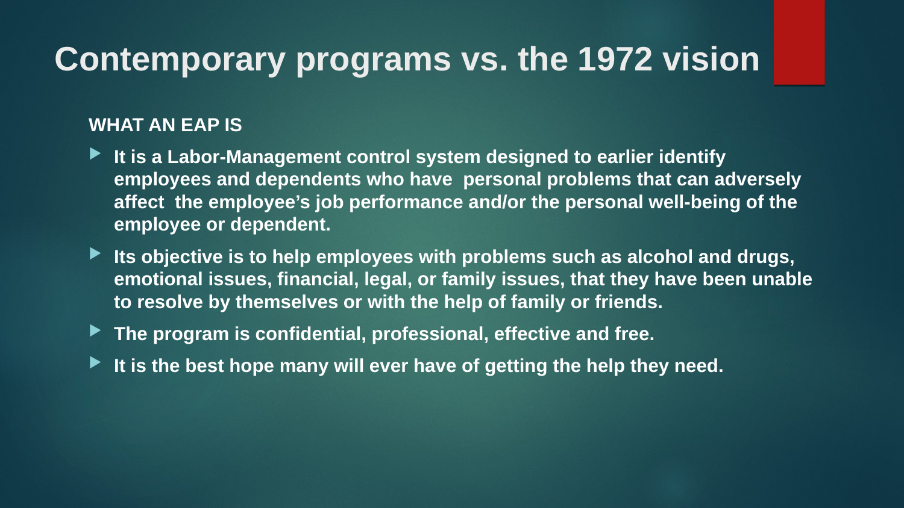# Contemporary programs vs. the 1972 vision

**WHAT AN EAP IS**

- **It is a Labor-Management control system designed to earlier identify employees and dependents who have personal problems that can adversely affect the employee's job performance and/or the personal well-being of the employee or dependent.**
- **Its objective is to help employees with problems such as alcohol and drugs, emotional issues, financial, legal, or family issues, that they have been unable to resolve by themselves or with the help of family or friends.**
- **The program is confidential, professional, effective and free.**
- **It is the best hope many will ever have of getting the help they need.**